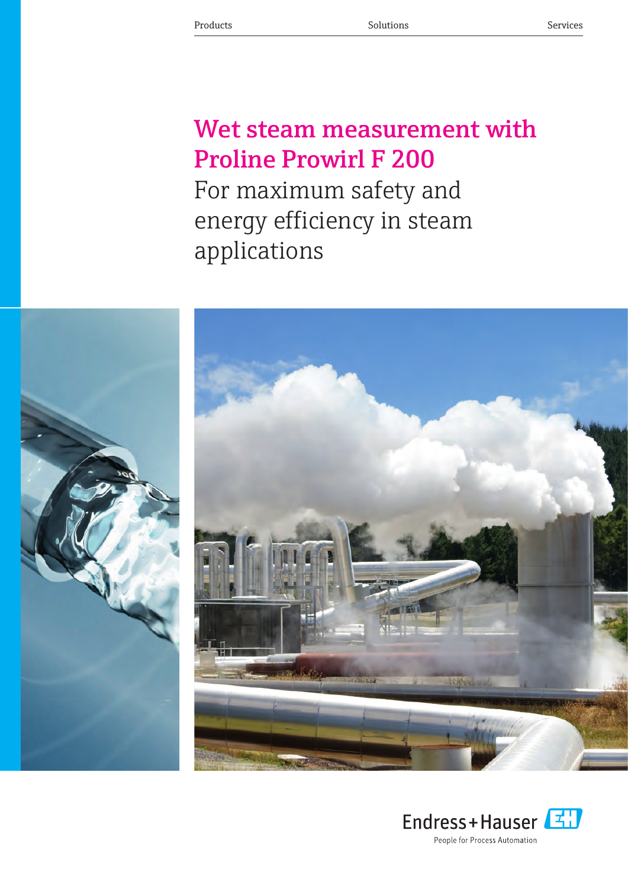Products Solutions Services

# Wet steam measurement with Proline Prowirl F 200

## For maximum safety and energy efficiency in steam applications

Endress+Hauser

People for Process Automation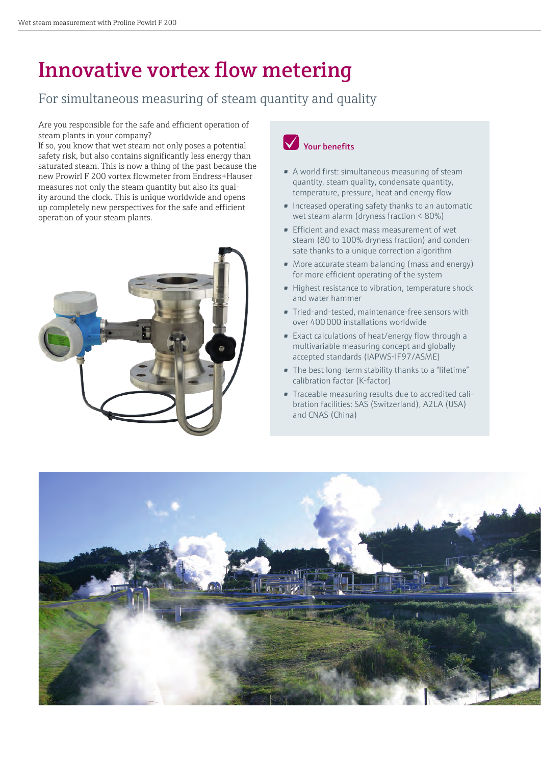# Innovative vortex flow metering

## For simultaneous measuring of steam quantity and quality

Are you responsible for the safe and efficient operation of steam plants in your company?
If so, you know that wet steam not only poses a potential safety risk, but also contains significantly less energy than saturated steam. This is now a thing of the past because the new Prowirl F 200 vortex flowmeter from Endress+Hauser measures not only the steam quantity but also its quality around the clock. This is unique worldwide and opens up completely new perspectives for the safe and efficient operation of your steam plants.

### Your benefits

- A world first: simultaneous measuring of steam quantity, steam quality, condensate quantity, temperature, pressure, heat and energy flow
- Increased operating safety thanks to an automatic wet steam alarm (dryness fraction < 80%)
- Efficient and exact mass measurement of wet steam (80 to 100% dryness fraction) and condensate thanks to a unique correction algorithm
- More accurate steam balancing (mass and energy) for more efficient operating of the system
- Highest resistance to vibration, temperature shock and water hammer
- Tried-and-tested, maintenance-free sensors with over 400 000 installations worldwide
- Exact calculations of heat/energy flow through a multivariable measuring concept and globally accepted standards (IAPWS-IF97/ASME)
- The best long-term stability thanks to a "lifetime" calibration factor (K-factor)
- Traceable measuring results due to accredited calibration facilities: SAS (Switzerland), A2LA (USA) and CNAS (China)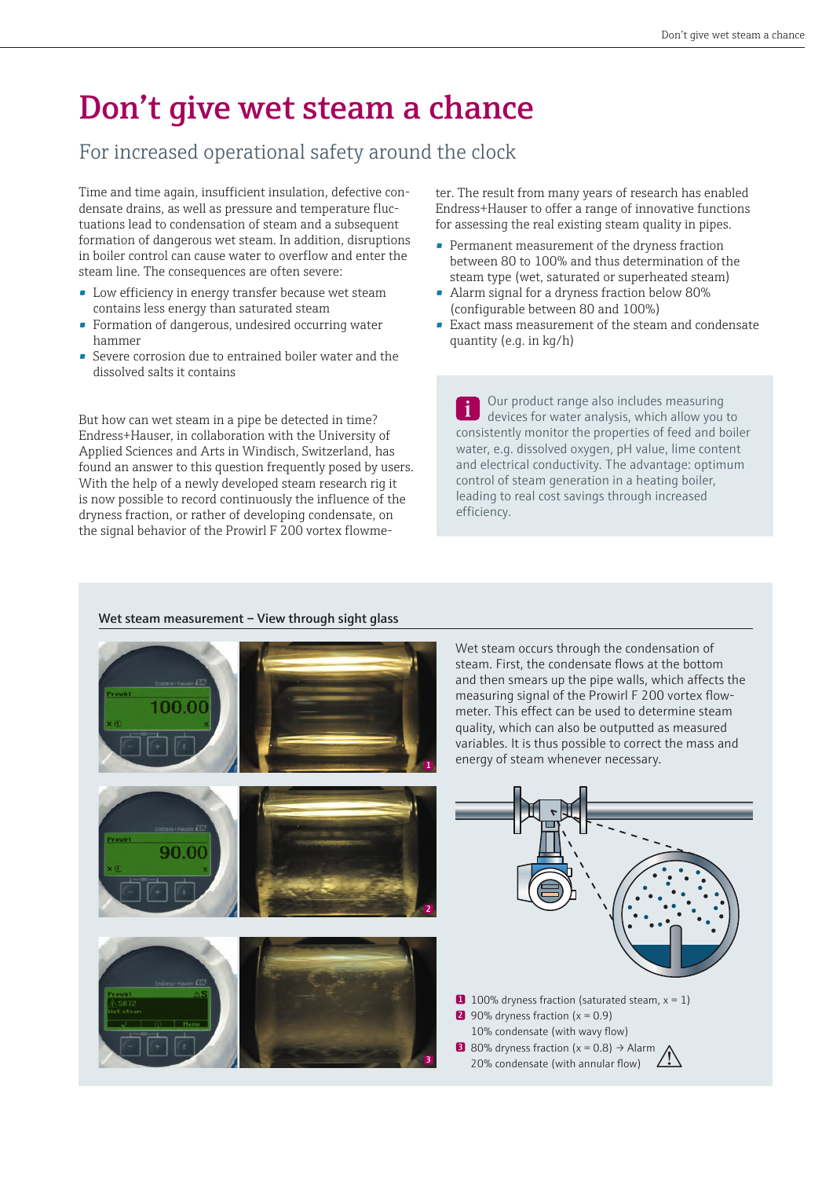# Don't give wet steam a chance

## For increased operational safety around the clock

Time and time again, insufficient insulation, defective condensate drains, as well as pressure and temperature fluctuations lead to condensation of steam and a subsequent formation of dangerous wet steam. In addition, disruptions in boiler control can cause water to overflow and enter the steam line. The consequences are often severe:

- Low efficiency in energy transfer because wet steam contains less energy than saturated steam
- Formation of dangerous, undesired occurring water hammer
- Severe corrosion due to entrained boiler water and the dissolved salts it contains

But how can wet steam in a pipe be detected in time? Endress+Hauser, in collaboration with the University of Applied Sciences and Arts in Windisch, Switzerland, has found an answer to this question frequently posed by users. With the help of a newly developed steam research rig it is now possible to record continuously the influence of the dryness fraction, or rather of developing condensate, on the signal behavior of the Prowirl F 200 vortex flowmeter. The result from many years of research has enabled Endress+Hauser to offer a range of innovative functions for assessing the real existing steam quality in pipes.

- Permanent measurement of the dryness fraction between 80 to 100% and thus determination of the steam type (wet, saturated or superheated steam)
- Alarm signal for a dryness fraction below 80% (configurable between 80 and 100%)
- Exact mass measurement of the steam and condensate quantity (e.g. in kg/h)

Our product range also includes measuring devices for water analysis, which allow you to consistently monitor the properties of feed and boiler water, e.g. dissolved oxygen, pH value, lime content and electrical conductivity. The advantage: optimum control of steam generation in a heating boiler, leading to real cost savings through increased efficiency.

**Wet steam measurement – View through sight glass**

Wet steam occurs through the condensation of steam. First, the condensate flows at the bottom and then smears up the pipe walls, which affects the measuring signal of the Prowirl F 200 vortex flowmeter. This effect can be used to determine steam quality, which can also be outputted as measured variables. It is thus possible to correct the mass and energy of steam whenever necessary.

1. 100% dryness fraction (saturated steam, x = 1)
2. 90% dryness fraction (x = 0.9)
   10% condensate (with wavy flow)
3. 80% dryness fraction (x = 0.8) → Alarm
   20% condensate (with annular flow)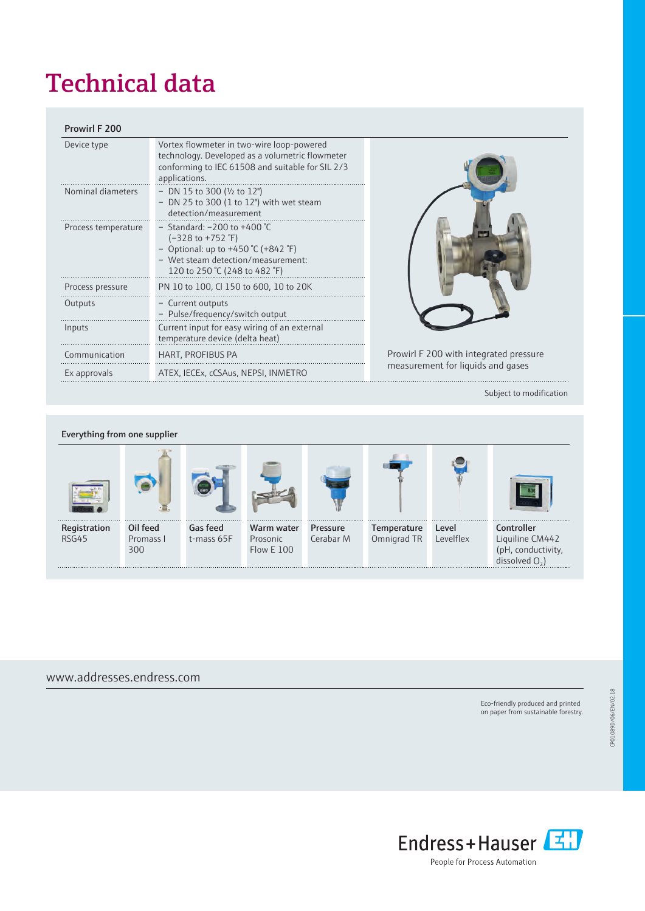# Technical data

**Prowirl F 200**

| | |
|---|---|
| Device type | Vortex flowmeter in two-wire loop-powered technology. Developed as a volumetric flowmeter conforming to IEC 61508 and suitable for SIL 2/3 applications. |
| Nominal diameters | – DN 15 to 300 (½ to 12")<br>– DN 25 to 300 (1 to 12") with wet steam detection/measurement |
| Process temperature | – Standard: –200 to +400 °C (–328 to +752 °F)<br>– Optional: up to +450 °C (+842 °F)<br>– Wet steam detection/measurement: 120 to 250 °C (248 to 482 °F) |
| Process pressure | PN 10 to 100, Cl 150 to 600, 10 to 20K |
| Outputs | – Current outputs<br>– Pulse/frequency/switch output |
| Inputs | Current input for easy wiring of an external temperature device (delta heat) |
| Communication | HART, PROFIBUS PA |
| Ex approvals | ATEX, IECEx, cCSAus, NEPSI, INMETRO |

Prowirl F 200 with integrated pressure measurement for liquids and gases

Subject to modification

**Everything from one supplier**

| | | | | | | | |
|---|---|---|---|---|---|---|---|
| **Registration**<br>RSG45 | **Oil feed**<br>Promass I 300 | **Gas feed**<br>t-mass 65F | **Warm water**<br>Prosonic Flow E 100 | **Pressure**<br>Cerabar M | **Temperature**<br>Omnigrad TR | **Level**<br>Levelflex | **Controller**<br>Liquiline CM442 (pH, conductivity, dissolved $O_2$) |

www.addresses.endress.com

Eco-friendly produced and printed on paper from sustainable forestry.

CP01089D/06/EN/02.18

Endress+Hauser
People for Process Automation